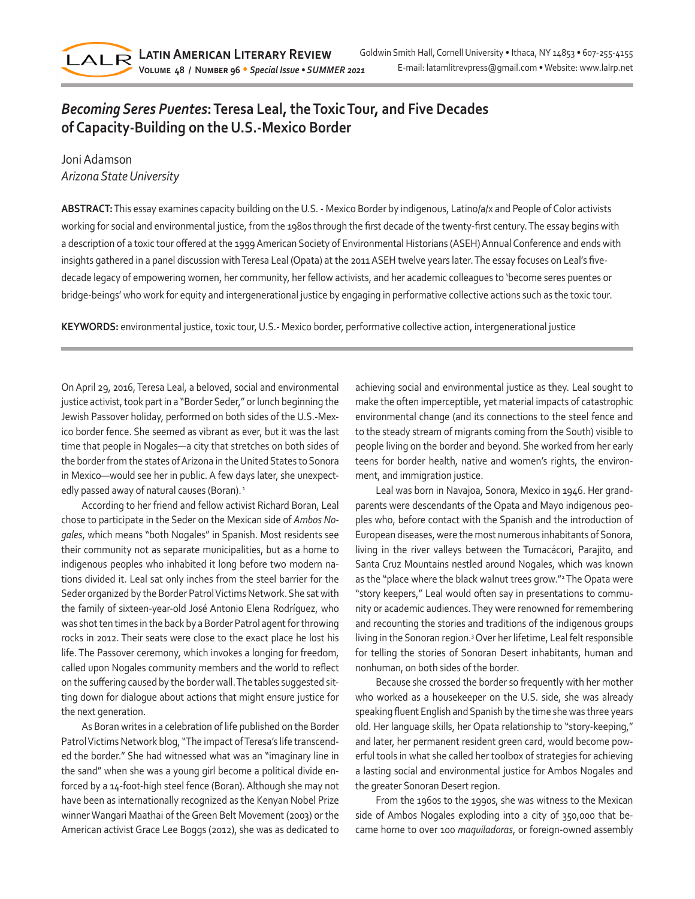# *Becoming Seres Puentes*: Teresa Leal, the Toxic Tour, and Five Decades of Capacity-Building on the U.S.-Mexico Border

Joni Adamson
*Arizona State University*

**ABSTRACT:** This essay examines capacity building on the U.S. - Mexico Border by indigenous, Latino/a/x and People of Color activists working for social and environmental justice, from the 1980s through the first decade of the twenty-first century. The essay begins with a description of a toxic tour offered at the 1999 American Society of Environmental Historians (ASEH) Annual Conference and ends with insights gathered in a panel discussion with Teresa Leal (Opata) at the 2011 ASEH twelve years later. The essay focuses on Leal's five-decade legacy of empowering women, her community, her fellow activists, and her academic colleagues to 'become seres puentes or bridge-beings' who work for equity and intergenerational justice by engaging in performative collective actions such as the toxic tour.

**KEYWORDS:** environmental justice, toxic tour, U.S.- Mexico border, performative collective action, intergenerational justice

On April 29, 2016, Teresa Leal, a beloved, social and environmental justice activist, took part in a "Border Seder," or lunch beginning the Jewish Passover holiday, performed on both sides of the U.S.-Mexico border fence. She seemed as vibrant as ever, but it was the last time that people in Nogales—a city that stretches on both sides of the border from the states of Arizona in the United States to Sonora in Mexico—would see her in public. A few days later, she unexpectedly passed away of natural causes (Boran).[1]

According to her friend and fellow activist Richard Boran, Leal chose to participate in the Seder on the Mexican side of *Ambos Nogales*, which means "both Nogales" in Spanish. Most residents see their community not as separate municipalities, but as a home to indigenous peoples who inhabited it long before two modern nations divided it. Leal sat only inches from the steel barrier for the Seder organized by the Border Patrol Victims Network. She sat with the family of sixteen-year-old José Antonio Elena Rodríguez, who was shot ten times in the back by a Border Patrol agent for throwing rocks in 2012. Their seats were close to the exact place he lost his life. The Passover ceremony, which invokes a longing for freedom, called upon Nogales community members and the world to reflect on the suffering caused by the border wall. The tables suggested sitting down for dialogue about actions that might ensure justice for the next generation.

As Boran writes in a celebration of life published on the Border Patrol Victims Network blog, "The impact of Teresa's life transcended the border." She had witnessed what was an "imaginary line in the sand" when she was a young girl become a political divide enforced by a 14-foot-high steel fence (Boran). Although she may not have been as internationally recognized as the Kenyan Nobel Prize winner Wangari Maathai of the Green Belt Movement (2003) or the American activist Grace Lee Boggs (2012), she was as dedicated to achieving social and environmental justice as they. Leal sought to make the often imperceptible, yet material impacts of catastrophic environmental change (and its connections to the steel fence and to the steady stream of migrants coming from the South) visible to people living on the border and beyond. She worked from her early teens for border health, native and women's rights, the environment, and immigration justice.

Leal was born in Navajoa, Sonora, Mexico in 1946. Her grandparents were descendants of the Opata and Mayo indigenous peoples who, before contact with the Spanish and the introduction of European diseases, were the most numerous inhabitants of Sonora, living in the river valleys between the Tumacácori, Parajito, and Santa Cruz Mountains nestled around Nogales, which was known as the "place where the black walnut trees grow."[2] The Opata were "story keepers," Leal would often say in presentations to community or academic audiences. They were renowned for remembering and recounting the stories and traditions of the indigenous groups living in the Sonoran region.[3] Over her lifetime, Leal felt responsible for telling the stories of Sonoran Desert inhabitants, human and nonhuman, on both sides of the border.

Because she crossed the border so frequently with her mother who worked as a housekeeper on the U.S. side, she was already speaking fluent English and Spanish by the time she was three years old. Her language skills, her Opata relationship to "story-keeping," and later, her permanent resident green card, would become powerful tools in what she called her toolbox of strategies for achieving a lasting social and environmental justice for Ambos Nogales and the greater Sonoran Desert region.

From the 1960s to the 1990s, she was witness to the Mexican side of Ambos Nogales exploding into a city of 350,000 that became home to over 100 *maquiladoras*, or foreign-owned assembly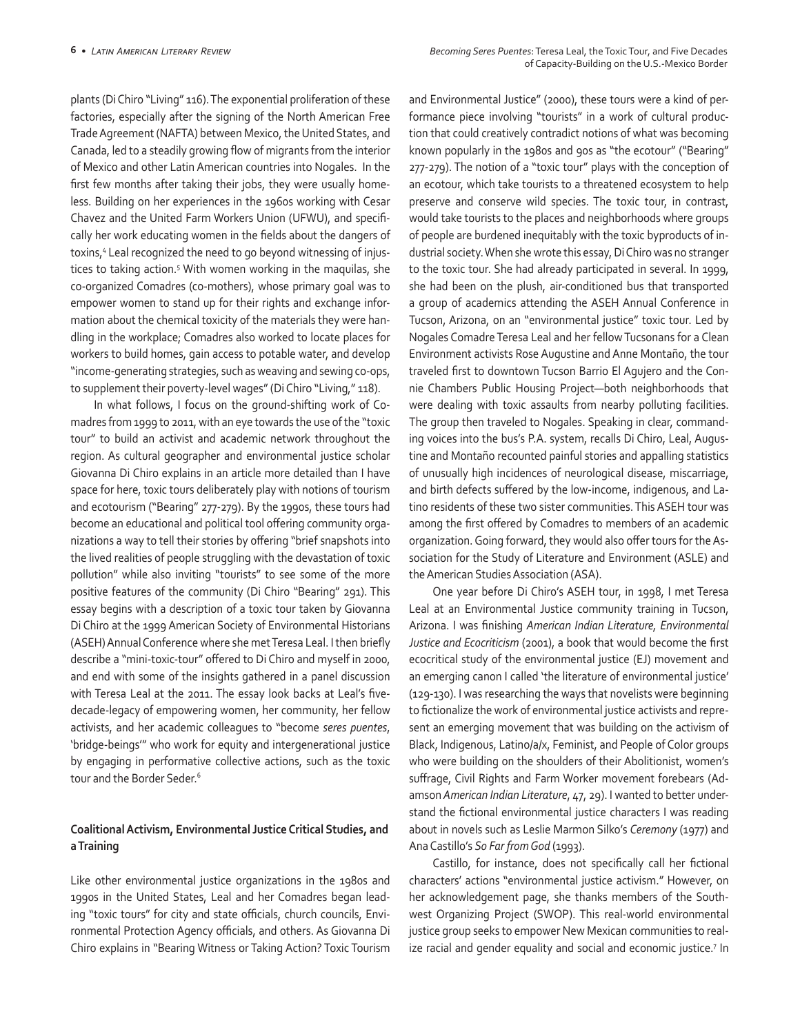plants (Di Chiro "Living" 116). The exponential proliferation of these factories, especially after the signing of the North American Free Trade Agreement (NAFTA) between Mexico, the United States, and Canada, led to a steadily growing flow of migrants from the interior of Mexico and other Latin American countries into Nogales. In the first few months after taking their jobs, they were usually homeless. Building on her experiences in the 1960s working with Cesar Chavez and the United Farm Workers Union (UFWU), and specifically her work educating women in the fields about the dangers of toxins,[4] Leal recognized the need to go beyond witnessing of injustices to taking action.[5] With women working in the maquilas, she co-organized Comadres (co-mothers), whose primary goal was to empower women to stand up for their rights and exchange information about the chemical toxicity of the materials they were handling in the workplace; Comadres also worked to locate places for workers to build homes, gain access to potable water, and develop "income-generating strategies, such as weaving and sewing co-ops, to supplement their poverty-level wages" (Di Chiro "Living," 118).

In what follows, I focus on the ground-shifting work of Comadres from 1999 to 2011, with an eye towards the use of the "toxic tour" to build an activist and academic network throughout the region. As cultural geographer and environmental justice scholar Giovanna Di Chiro explains in an article more detailed than I have space for here, toxic tours deliberately play with notions of tourism and ecotourism ("Bearing" 277-279). By the 1990s, these tours had become an educational and political tool offering community organizations a way to tell their stories by offering "brief snapshots into the lived realities of people struggling with the devastation of toxic pollution" while also inviting "tourists" to see some of the more positive features of the community (Di Chiro "Bearing" 291). This essay begins with a description of a toxic tour taken by Giovanna Di Chiro at the 1999 American Society of Environmental Historians (ASEH) Annual Conference where she met Teresa Leal. I then briefly describe a "mini-toxic-tour" offered to Di Chiro and myself in 2000, and end with some of the insights gathered in a panel discussion with Teresa Leal at the 2011. The essay look backs at Leal's five-decade-legacy of empowering women, her community, her fellow activists, and her academic colleagues to "become *seres puentes*, 'bridge-beings'" who work for equity and intergenerational justice by engaging in performative collective actions, such as the toxic tour and the Border Seder.[6]

## Coalitional Activism, Environmental Justice Critical Studies, and a Training

Like other environmental justice organizations in the 1980s and 1990s in the United States, Leal and her Comadres began leading "toxic tours" for city and state officials, church councils, Environmental Protection Agency officials, and others. As Giovanna Di Chiro explains in "Bearing Witness or Taking Action? Toxic Tourism and Environmental Justice" (2000), these tours were a kind of performance piece involving "tourists" in a work of cultural production that could creatively contradict notions of what was becoming known popularly in the 1980s and 90s as "the ecotour" ("Bearing" 277-279). The notion of a "toxic tour" plays with the conception of an ecotour, which take tourists to a threatened ecosystem to help preserve and conserve wild species. The toxic tour, in contrast, would take tourists to the places and neighborhoods where groups of people are burdened inequitably with the toxic byproducts of industrial society. When she wrote this essay, Di Chiro was no stranger to the toxic tour. She had already participated in several. In 1999, she had been on the plush, air-conditioned bus that transported a group of academics attending the ASEH Annual Conference in Tucson, Arizona, on an "environmental justice" toxic tour. Led by Nogales Comadre Teresa Leal and her fellow Tucsonans for a Clean Environment activists Rose Augustine and Anne Montaño, the tour traveled first to downtown Tucson Barrio El Agujero and the Connie Chambers Public Housing Project—both neighborhoods that were dealing with toxic assaults from nearby polluting facilities. The group then traveled to Nogales. Speaking in clear, commanding voices into the bus's P.A. system, recalls Di Chiro, Leal, Augustine and Montaño recounted painful stories and appalling statistics of unusually high incidences of neurological disease, miscarriage, and birth defects suffered by the low-income, indigenous, and Latino residents of these two sister communities. This ASEH tour was among the first offered by Comadres to members of an academic organization. Going forward, they would also offer tours for the Association for the Study of Literature and Environment (ASLE) and the American Studies Association (ASA).

One year before Di Chiro's ASEH tour, in 1998, I met Teresa Leal at an Environmental Justice community training in Tucson, Arizona. I was finishing *American Indian Literature, Environmental Justice and Ecocriticism* (2001), a book that would become the first ecocritical study of the environmental justice (EJ) movement and an emerging canon I called 'the literature of environmental justice' (129-130). I was researching the ways that novelists were beginning to fictionalize the work of environmental justice activists and represent an emerging movement that was building on the activism of Black, Indigenous, Latino/a/x, Feminist, and People of Color groups who were building on the shoulders of their Abolitionist, women's suffrage, Civil Rights and Farm Worker movement forebears (Adamson *American Indian Literature*, 47, 29). I wanted to better understand the fictional environmental justice characters I was reading about in novels such as Leslie Marmon Silko's *Ceremony* (1977) and Ana Castillo's *So Far from God* (1993).

Castillo, for instance, does not specifically call her fictional characters' actions "environmental justice activism." However, on her acknowledgement page, she thanks members of the Southwest Organizing Project (SWOP). This real-world environmental justice group seeks to empower New Mexican communities to realize racial and gender equality and social and economic justice.[7] In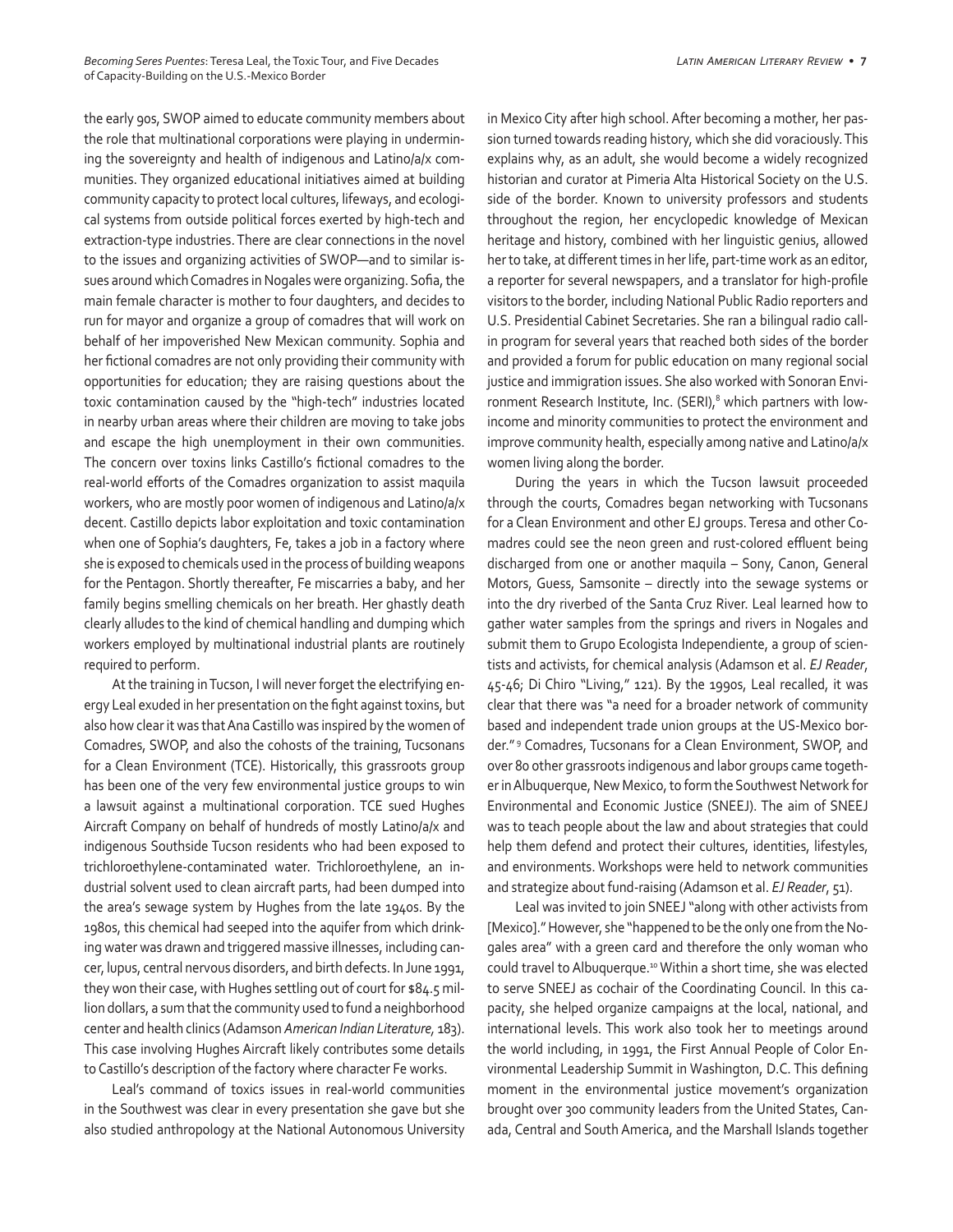the early 90s, SWOP aimed to educate community members about the role that multinational corporations were playing in undermining the sovereignty and health of indigenous and Latino/a/x communities. They organized educational initiatives aimed at building community capacity to protect local cultures, lifeways, and ecological systems from outside political forces exerted by high-tech and extraction-type industries. There are clear connections in the novel to the issues and organizing activities of SWOP—and to similar issues around which Comadres in Nogales were organizing. Sofia, the main female character is mother to four daughters, and decides to run for mayor and organize a group of comadres that will work on behalf of her impoverished New Mexican community. Sophia and her fictional comadres are not only providing their community with opportunities for education; they are raising questions about the toxic contamination caused by the "high-tech" industries located in nearby urban areas where their children are moving to take jobs and escape the high unemployment in their own communities. The concern over toxins links Castillo's fictional comadres to the real-world efforts of the Comadres organization to assist maquila workers, who are mostly poor women of indigenous and Latino/a/x decent. Castillo depicts labor exploitation and toxic contamination when one of Sophia's daughters, Fe, takes a job in a factory where she is exposed to chemicals used in the process of building weapons for the Pentagon. Shortly thereafter, Fe miscarries a baby, and her family begins smelling chemicals on her breath. Her ghastly death clearly alludes to the kind of chemical handling and dumping which workers employed by multinational industrial plants are routinely required to perform.

At the training in Tucson, I will never forget the electrifying energy Leal exuded in her presentation on the fight against toxins, but also how clear it was that Ana Castillo was inspired by the women of Comadres, SWOP, and also the cohosts of the training, Tucsonans for a Clean Environment (TCE). Historically, this grassroots group has been one of the very few environmental justice groups to win a lawsuit against a multinational corporation. TCE sued Hughes Aircraft Company on behalf of hundreds of mostly Latino/a/x and indigenous Southside Tucson residents who had been exposed to trichloroethylene-contaminated water. Trichloroethylene, an industrial solvent used to clean aircraft parts, had been dumped into the area's sewage system by Hughes from the late 1940s. By the 1980s, this chemical had seeped into the aquifer from which drinking water was drawn and triggered massive illnesses, including cancer, lupus, central nervous disorders, and birth defects. In June 1991, they won their case, with Hughes settling out of court for $84.5 million dollars, a sum that the community used to fund a neighborhood center and health clinics (Adamson *American Indian Literature*, 183). This case involving Hughes Aircraft likely contributes some details to Castillo's description of the factory where character Fe works.

Leal's command of toxics issues in real-world communities in the Southwest was clear in every presentation she gave but she also studied anthropology at the National Autonomous University in Mexico City after high school. After becoming a mother, her passion turned towards reading history, which she did voraciously. This explains why, as an adult, she would become a widely recognized historian and curator at Pimeria Alta Historical Society on the U.S. side of the border. Known to university professors and students throughout the region, her encyclopedic knowledge of Mexican heritage and history, combined with her linguistic genius, allowed her to take, at different times in her life, part-time work as an editor, a reporter for several newspapers, and a translator for high-profile visitors to the border, including National Public Radio reporters and U.S. Presidential Cabinet Secretaries. She ran a bilingual radio call-in program for several years that reached both sides of the border and provided a forum for public education on many regional social justice and immigration issues. She also worked with Sonoran Environment Research Institute, Inc. (SERI),[8] which partners with low-income and minority communities to protect the environment and improve community health, especially among native and Latino/a/x women living along the border.

During the years in which the Tucson lawsuit proceeded through the courts, Comadres began networking with Tucsonans for a Clean Environment and other EJ groups. Teresa and other Comadres could see the neon green and rust-colored effluent being discharged from one or another maquila – Sony, Canon, General Motors, Guess, Samsonite – directly into the sewage systems or into the dry riverbed of the Santa Cruz River. Leal learned how to gather water samples from the springs and rivers in Nogales and submit them to Grupo Ecologista Independiente, a group of scientists and activists, for chemical analysis (Adamson et al. *EJ Reader*, 45-46; Di Chiro "Living," 121). By the 1990s, Leal recalled, it was clear that there was "a need for a broader network of community based and independent trade union groups at the US-Mexico border." [9] Comadres, Tucsonans for a Clean Environment, SWOP, and over 80 other grassroots indigenous and labor groups came together in Albuquerque, New Mexico, to form the Southwest Network for Environmental and Economic Justice (SNEEJ). The aim of SNEEJ was to teach people about the law and about strategies that could help them defend and protect their cultures, identities, lifestyles, and environments. Workshops were held to network communities and strategize about fund-raising (Adamson et al. *EJ Reader*, 51).

Leal was invited to join SNEEJ "along with other activists from [Mexico]." However, she "happened to be the only one from the Nogales area" with a green card and therefore the only woman who could travel to Albuquerque.[10] Within a short time, she was elected to serve SNEEJ as cochair of the Coordinating Council. In this capacity, she helped organize campaigns at the local, national, and international levels. This work also took her to meetings around the world including, in 1991, the First Annual People of Color Environmental Leadership Summit in Washington, D.C. This defining moment in the environmental justice movement's organization brought over 300 community leaders from the United States, Canada, Central and South America, and the Marshall Islands together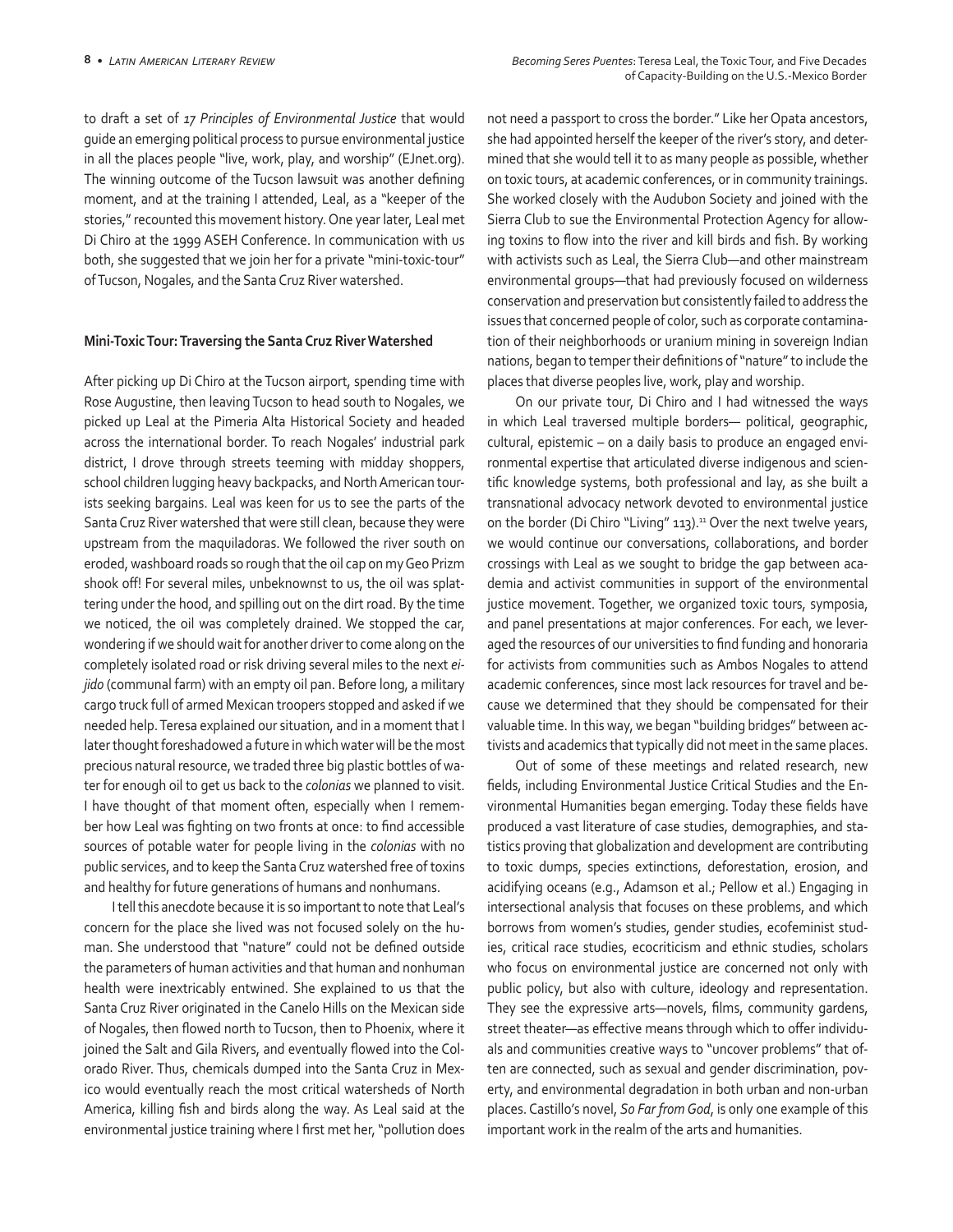to draft a set of *17 Principles of Environmental Justice* that would guide an emerging political process to pursue environmental justice in all the places people "live, work, play, and worship" (EJnet.org). The winning outcome of the Tucson lawsuit was another defining moment, and at the training I attended, Leal, as a "keeper of the stories," recounted this movement history. One year later, Leal met Di Chiro at the 1999 ASEH Conference. In communication with us both, she suggested that we join her for a private "mini-toxic-tour" of Tucson, Nogales, and the Santa Cruz River watershed.

**Mini-Toxic Tour: Traversing the Santa Cruz River Watershed**

After picking up Di Chiro at the Tucson airport, spending time with Rose Augustine, then leaving Tucson to head south to Nogales, we picked up Leal at the Pimeria Alta Historical Society and headed across the international border. To reach Nogales' industrial park district, I drove through streets teeming with midday shoppers, school children lugging heavy backpacks, and North American tourists seeking bargains. Leal was keen for us to see the parts of the Santa Cruz River watershed that were still clean, because they were upstream from the maquiladoras. We followed the river south on eroded, washboard roads so rough that the oil cap on my Geo Prizm shook off! For several miles, unbeknownst to us, the oil was splattering under the hood, and spilling out on the dirt road. By the time we noticed, the oil was completely drained. We stopped the car, wondering if we should wait for another driver to come along on the completely isolated road or risk driving several miles to the next *eijido* (communal farm) with an empty oil pan. Before long, a military cargo truck full of armed Mexican troopers stopped and asked if we needed help. Teresa explained our situation, and in a moment that I later thought foreshadowed a future in which water will be the most precious natural resource, we traded three big plastic bottles of water for enough oil to get us back to the *colonias* we planned to visit. I have thought of that moment often, especially when I remember how Leal was fighting on two fronts at once: to find accessible sources of potable water for people living in the *colonias* with no public services, and to keep the Santa Cruz watershed free of toxins and healthy for future generations of humans and nonhumans.

I tell this anecdote because it is so important to note that Leal's concern for the place she lived was not focused solely on the human. She understood that "nature" could not be defined outside the parameters of human activities and that human and nonhuman health were inextricably entwined. She explained to us that the Santa Cruz River originated in the Canelo Hills on the Mexican side of Nogales, then flowed north to Tucson, then to Phoenix, where it joined the Salt and Gila Rivers, and eventually flowed into the Colorado River. Thus, chemicals dumped into the Santa Cruz in Mexico would eventually reach the most critical watersheds of North America, killing fish and birds along the way. As Leal said at the environmental justice training where I first met her, "pollution does not need a passport to cross the border." Like her Opata ancestors, she had appointed herself the keeper of the river's story, and determined that she would tell it to as many people as possible, whether on toxic tours, at academic conferences, or in community trainings. She worked closely with the Audubon Society and joined with the Sierra Club to sue the Environmental Protection Agency for allowing toxins to flow into the river and kill birds and fish. By working with activists such as Leal, the Sierra Club—and other mainstream environmental groups—that had previously focused on wilderness conservation and preservation but consistently failed to address the issues that concerned people of color, such as corporate contamination of their neighborhoods or uranium mining in sovereign Indian nations, began to temper their definitions of "nature" to include the places that diverse peoples live, work, play and worship.

On our private tour, Di Chiro and I had witnessed the ways in which Leal traversed multiple borders— political, geographic, cultural, epistemic – on a daily basis to produce an engaged environmental expertise that articulated diverse indigenous and scientific knowledge systems, both professional and lay, as she built a transnational advocacy network devoted to environmental justice on the border (Di Chiro "Living" 113).[11] Over the next twelve years, we would continue our conversations, collaborations, and border crossings with Leal as we sought to bridge the gap between academia and activist communities in support of the environmental justice movement. Together, we organized toxic tours, symposia, and panel presentations at major conferences. For each, we leveraged the resources of our universities to find funding and honoraria for activists from communities such as Ambos Nogales to attend academic conferences, since most lack resources for travel and because we determined that they should be compensated for their valuable time. In this way, we began "building bridges" between activists and academics that typically did not meet in the same places.

Out of some of these meetings and related research, new fields, including Environmental Justice Critical Studies and the Environmental Humanities began emerging. Today these fields have produced a vast literature of case studies, demographies, and statistics proving that globalization and development are contributing to toxic dumps, species extinctions, deforestation, erosion, and acidifying oceans (e.g., Adamson et al.; Pellow et al.) Engaging in intersectional analysis that focuses on these problems, and which borrows from women's studies, gender studies, ecofeminist studies, critical race studies, ecocriticism and ethnic studies, scholars who focus on environmental justice are concerned not only with public policy, but also with culture, ideology and representation. They see the expressive arts—novels, films, community gardens, street theater—as effective means through which to offer individuals and communities creative ways to "uncover problems" that often are connected, such as sexual and gender discrimination, poverty, and environmental degradation in both urban and non-urban places. Castillo's novel, *So Far from God*, is only one example of this important work in the realm of the arts and humanities.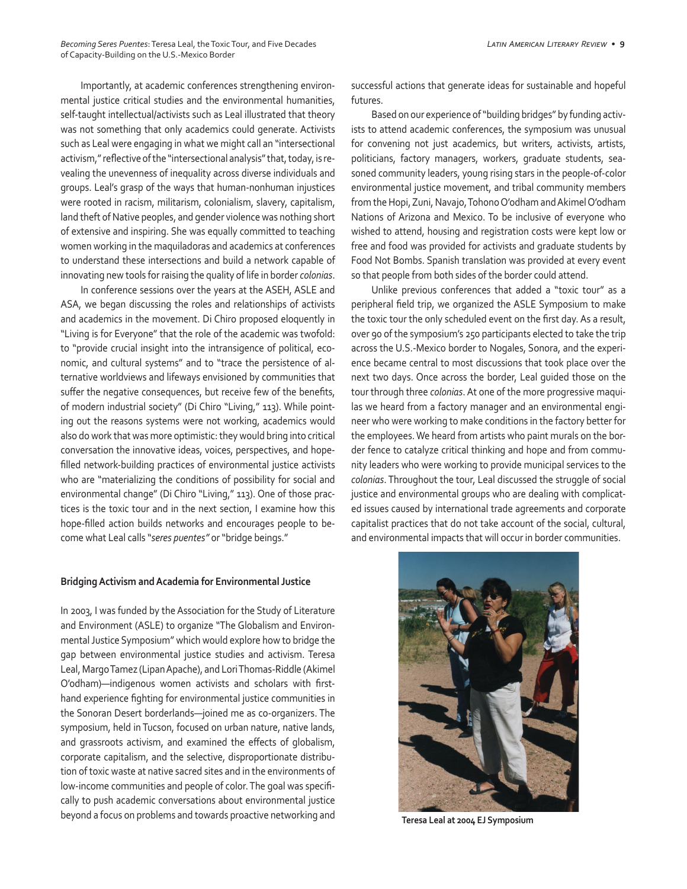Importantly, at academic conferences strengthening environmental justice critical studies and the environmental humanities, self-taught intellectual/activists such as Leal illustrated that theory was not something that only academics could generate. Activists such as Leal were engaging in what we might call an "intersectional activism," reflective of the "intersectional analysis" that, today, is revealing the unevenness of inequality across diverse individuals and groups. Leal's grasp of the ways that human-nonhuman injustices were rooted in racism, militarism, colonialism, slavery, capitalism, land theft of Native peoples, and gender violence was nothing short of extensive and inspiring. She was equally committed to teaching women working in the maquiladoras and academics at conferences to understand these intersections and build a network capable of innovating new tools for raising the quality of life in border *colonias*.

In conference sessions over the years at the ASEH, ASLE and ASA, we began discussing the roles and relationships of activists and academics in the movement. Di Chiro proposed eloquently in "Living is for Everyone" that the role of the academic was twofold: to "provide crucial insight into the intransigence of political, economic, and cultural systems" and to "trace the persistence of alternative worldviews and lifeways envisioned by communities that suffer the negative consequences, but receive few of the benefits, of modern industrial society" (Di Chiro "Living," 113). While pointing out the reasons systems were not working, academics would also do work that was more optimistic: they would bring into critical conversation the innovative ideas, voices, perspectives, and hope-filled network-building practices of environmental justice activists who are "materializing the conditions of possibility for social and environmental change" (Di Chiro "Living," 113). One of those practices is the toxic tour and in the next section, I examine how this hope-filled action builds networks and encourages people to become what Leal calls "*seres puentes"* or "bridge beings."

### Bridging Activism and Academia for Environmental Justice

In 2003, I was funded by the Association for the Study of Literature and Environment (ASLE) to organize "The Globalism and Environmental Justice Symposium" which would explore how to bridge the gap between environmental justice studies and activism. Teresa Leal, Margo Tamez (Lipan Apache), and Lori Thomas-Riddle (Akimel O'odham)—indigenous women activists and scholars with first-hand experience fighting for environmental justice communities in the Sonoran Desert borderlands—joined me as co-organizers. The symposium, held in Tucson, focused on urban nature, native lands, and grassroots activism, and examined the effects of globalism, corporate capitalism, and the selective, disproportionate distribution of toxic waste at native sacred sites and in the environments of low-income communities and people of color. The goal was specifically to push academic conversations about environmental justice beyond a focus on problems and towards proactive networking and successful actions that generate ideas for sustainable and hopeful futures.

Based on our experience of "building bridges" by funding activists to attend academic conferences, the symposium was unusual for convening not just academics, but writers, activists, artists, politicians, factory managers, workers, graduate students, seasoned community leaders, young rising stars in the people-of-color environmental justice movement, and tribal community members from the Hopi, Zuni, Navajo, Tohono O'odham and Akimel O'odham Nations of Arizona and Mexico. To be inclusive of everyone who wished to attend, housing and registration costs were kept low or free and food was provided for activists and graduate students by Food Not Bombs. Spanish translation was provided at every event so that people from both sides of the border could attend.

Unlike previous conferences that added a "toxic tour" as a peripheral field trip, we organized the ASLE Symposium to make the toxic tour the only scheduled event on the first day. As a result, over 90 of the symposium's 250 participants elected to take the trip across the U.S.-Mexico border to Nogales, Sonora, and the experience became central to most discussions that took place over the next two days. Once across the border, Leal guided those on the tour through three *colonias*. At one of the more progressive maquilas we heard from a factory manager and an environmental engineer who were working to make conditions in the factory better for the employees. We heard from artists who paint murals on the border fence to catalyze critical thinking and hope and from community leaders who were working to provide municipal services to the *colonias*. Throughout the tour, Leal discussed the struggle of social justice and environmental groups who are dealing with complicated issues caused by international trade agreements and corporate capitalist practices that do not take account of the social, cultural, and environmental impacts that will occur in border communities.

**Teresa Leal at 2004 EJ Symposium**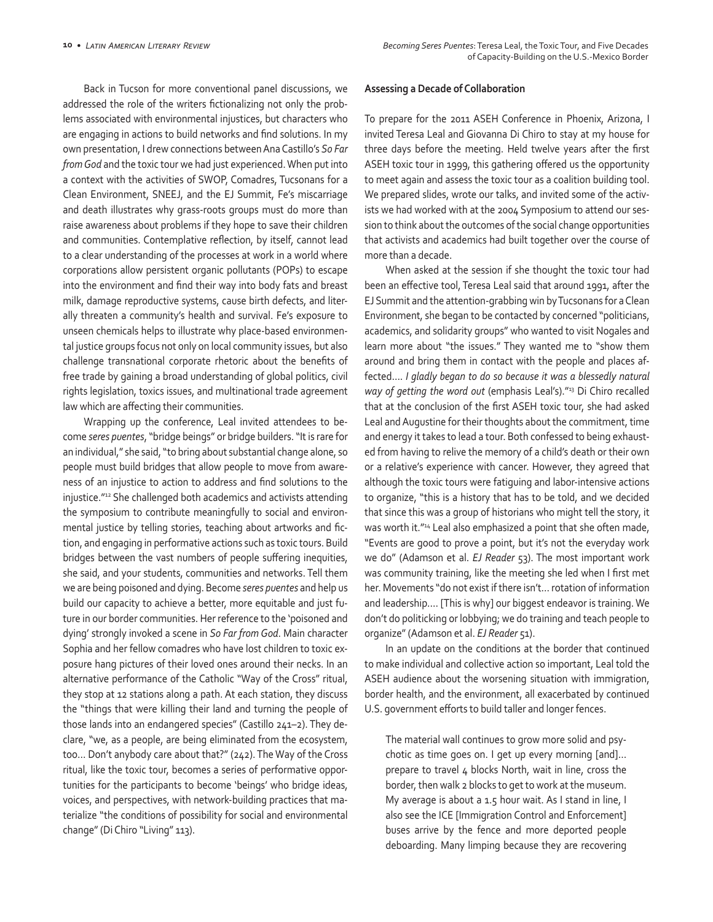Back in Tucson for more conventional panel discussions, we addressed the role of the writers fictionalizing not only the problems associated with environmental injustices, but characters who are engaging in actions to build networks and find solutions. In my own presentation, I drew connections between Ana Castillo's *So Far from God* and the toxic tour we had just experienced. When put into a context with the activities of SWOP, Comadres, Tucsonans for a Clean Environment, SNEEJ, and the EJ Summit, Fe's miscarriage and death illustrates why grass-roots groups must do more than raise awareness about problems if they hope to save their children and communities. Contemplative reflection, by itself, cannot lead to a clear understanding of the processes at work in a world where corporations allow persistent organic pollutants (POPs) to escape into the environment and find their way into body fats and breast milk, damage reproductive systems, cause birth defects, and literally threaten a community's health and survival. Fe's exposure to unseen chemicals helps to illustrate why place-based environmental justice groups focus not only on local community issues, but also challenge transnational corporate rhetoric about the benefits of free trade by gaining a broad understanding of global politics, civil rights legislation, toxics issues, and multinational trade agreement law which are affecting their communities.

Wrapping up the conference, Leal invited attendees to become *seres puentes*, "bridge beings" or bridge builders. "It is rare for an individual," she said, "to bring about substantial change alone, so people must build bridges that allow people to move from awareness of an injustice to action to address and find solutions to the injustice."[12] She challenged both academics and activists attending the symposium to contribute meaningfully to social and environmental justice by telling stories, teaching about artworks and fiction, and engaging in performative actions such as toxic tours. Build bridges between the vast numbers of people suffering inequities, she said, and your students, communities and networks. Tell them we are being poisoned and dying. Become *seres puentes* and help us build our capacity to achieve a better, more equitable and just future in our border communities. Her reference to the 'poisoned and dying' strongly invoked a scene in *So Far from God*. Main character Sophia and her fellow comadres who have lost children to toxic exposure hang pictures of their loved ones around their necks. In an alternative performance of the Catholic "Way of the Cross" ritual, they stop at 12 stations along a path. At each station, they discuss the "things that were killing their land and turning the people of those lands into an endangered species" (Castillo 241–2). They declare, "we, as a people, are being eliminated from the ecosystem, too… Don't anybody care about that?" (242). The Way of the Cross ritual, like the toxic tour, becomes a series of performative opportunities for the participants to become 'beings' who bridge ideas, voices, and perspectives, with network-building practices that materialize "the conditions of possibility for social and environmental change" (Di Chiro "Living" 113).

**Assessing a Decade of Collaboration**

To prepare for the 2011 ASEH Conference in Phoenix, Arizona, I invited Teresa Leal and Giovanna Di Chiro to stay at my house for three days before the meeting. Held twelve years after the first ASEH toxic tour in 1999, this gathering offered us the opportunity to meet again and assess the toxic tour as a coalition building tool. We prepared slides, wrote our talks, and invited some of the activists we had worked with at the 2004 Symposium to attend our session to think about the outcomes of the social change opportunities that activists and academics had built together over the course of more than a decade.

When asked at the session if she thought the toxic tour had been an effective tool, Teresa Leal said that around 1991, after the EJ Summit and the attention-grabbing win by Tucsonans for a Clean Environment, she began to be contacted by concerned "politicians, academics, and solidarity groups" who wanted to visit Nogales and learn more about "the issues." They wanted me to "show them around and bring them in contact with the people and places affected…. *I gladly began to do so because it was a blessedly natural way of getting the word out* (emphasis Leal's)."[13] Di Chiro recalled that at the conclusion of the first ASEH toxic tour, she had asked Leal and Augustine for their thoughts about the commitment, time and energy it takes to lead a tour. Both confessed to being exhausted from having to relive the memory of a child's death or their own or a relative's experience with cancer. However, they agreed that although the toxic tours were fatiguing and labor-intensive actions to organize, "this is a history that has to be told, and we decided that since this was a group of historians who might tell the story, it was worth it."[14] Leal also emphasized a point that she often made, "Events are good to prove a point, but it's not the everyday work we do" (Adamson et al. *EJ Reader* 53). The most important work was community training, like the meeting she led when I first met her. Movements "do not exist if there isn't… rotation of information and leadership…. [This is why] our biggest endeavor is training. We don't do politicking or lobbying; we do training and teach people to organize" (Adamson et al. *EJ Reader* 51).

In an update on the conditions at the border that continued to make individual and collective action so important, Leal told the ASEH audience about the worsening situation with immigration, border health, and the environment, all exacerbated by continued U.S. government efforts to build taller and longer fences.

> The material wall continues to grow more solid and psychotic as time goes on. I get up every morning [and]… prepare to travel 4 blocks North, wait in line, cross the border, then walk 2 blocks to get to work at the museum. My average is about a 1.5 hour wait. As I stand in line, I also see the ICE [Immigration Control and Enforcement] buses arrive by the fence and more deported people deboarding. Many limping because they are recovering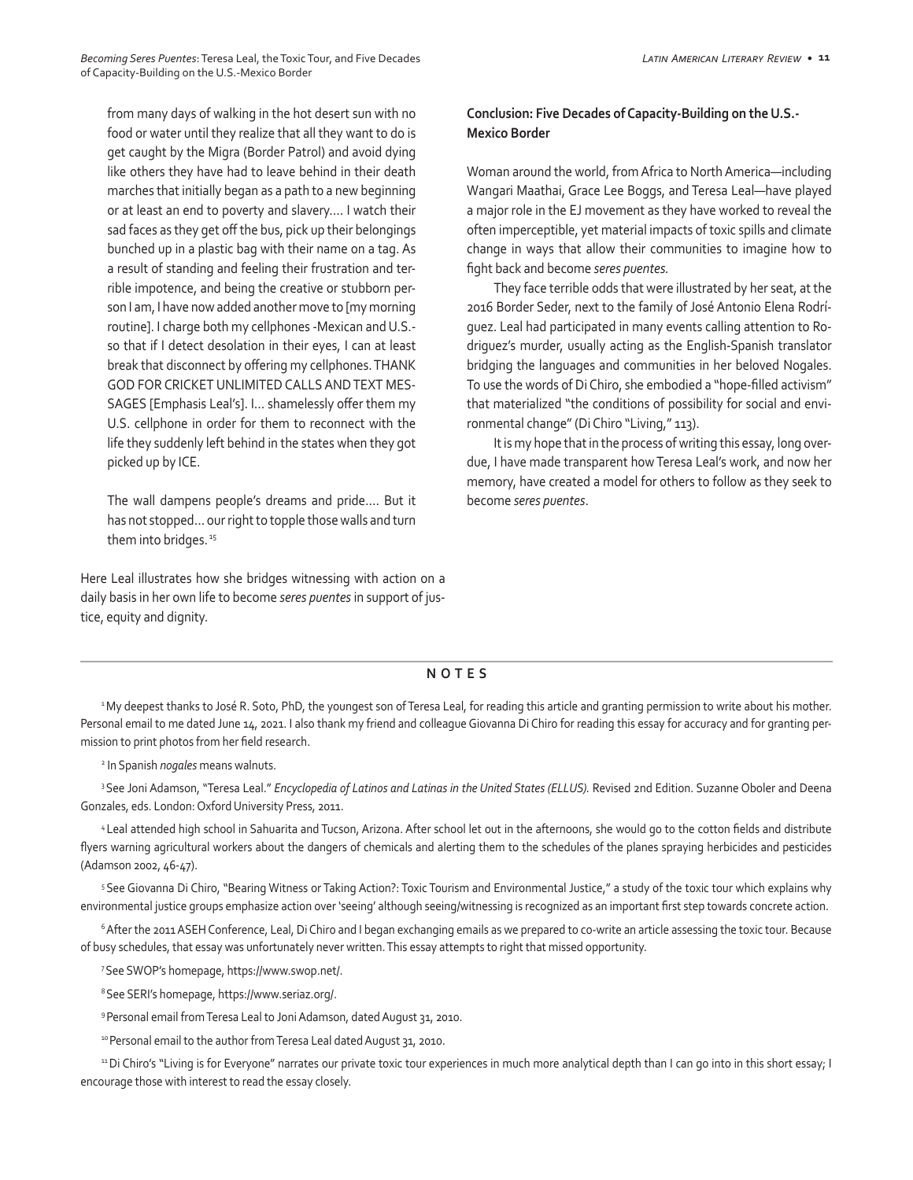from many days of walking in the hot desert sun with no food or water until they realize that all they want to do is get caught by the Migra (Border Patrol) and avoid dying like others they have had to leave behind in their death marches that initially began as a path to a new beginning or at least an end to poverty and slavery.... I watch their sad faces as they get off the bus, pick up their belongings bunched up in a plastic bag with their name on a tag. As a result of standing and feeling their frustration and terrible impotence, and being the creative or stubborn person I am, I have now added another move to [my morning routine]. I charge both my cellphones -Mexican and U.S.- so that if I detect desolation in their eyes, I can at least break that disconnect by offering my cellphones. THANK GOD FOR CRICKET UNLIMITED CALLS AND TEXT MESSAGES [Emphasis Leal's]. I... shamelessly offer them my U.S. cellphone in order for them to reconnect with the life they suddenly left behind in the states when they got picked up by ICE.

> The wall dampens people's dreams and pride.... But it has not stopped... our right to topple those walls and turn them into bridges.[15]

Here Leal illustrates how she bridges witnessing with action on a daily basis in her own life to become *seres puentes* in support of justice, equity and dignity.

## Conclusion: Five Decades of Capacity-Building on the U.S.-Mexico Border

Woman around the world, from Africa to North America—including Wangari Maathai, Grace Lee Boggs, and Teresa Leal—have played a major role in the EJ movement as they have worked to reveal the often imperceptible, yet material impacts of toxic spills and climate change in ways that allow their communities to imagine how to fight back and become *seres puentes.*

They face terrible odds that were illustrated by her seat, at the 2016 Border Seder, next to the family of José Antonio Elena Rodríguez. Leal had participated in many events calling attention to Rodriguez's murder, usually acting as the English-Spanish translator bridging the languages and communities in her beloved Nogales. To use the words of Di Chiro, she embodied a "hope-filled activism" that materialized "the conditions of possibility for social and environmental change" (Di Chiro "Living," 113).

It is my hope that in the process of writing this essay, long overdue, I have made transparent how Teresa Leal's work, and now her memory, have created a model for others to follow as they seek to become *seres puentes*.

## NOTES

[1] My deepest thanks to José R. Soto, PhD, the youngest son of Teresa Leal, for reading this article and granting permission to write about his mother. Personal email to me dated June 14, 2021. I also thank my friend and colleague Giovanna Di Chiro for reading this essay for accuracy and for granting permission to print photos from her field research.

[2] In Spanish *nogales* means walnuts.

[3] See Joni Adamson, "Teresa Leal." *Encyclopedia of Latinos and Latinas in the United States (ELLUS).* Revised 2nd Edition. Suzanne Oboler and Deena Gonzales, eds. London: Oxford University Press, 2011.

[4] Leal attended high school in Sahuarita and Tucson, Arizona. After school let out in the afternoons, she would go to the cotton fields and distribute flyers warning agricultural workers about the dangers of chemicals and alerting them to the schedules of the planes spraying herbicides and pesticides (Adamson 2002, 46-47).

[5] See Giovanna Di Chiro, "Bearing Witness or Taking Action?: Toxic Tourism and Environmental Justice," a study of the toxic tour which explains why environmental justice groups emphasize action over 'seeing' although seeing/witnessing is recognized as an important first step towards concrete action.

[6] After the 2011 ASEH Conference, Leal, Di Chiro and I began exchanging emails as we prepared to co-write an article assessing the toxic tour. Because of busy schedules, that essay was unfortunately never written. This essay attempts to right that missed opportunity.

[7] See SWOP's homepage, https://www.swop.net/.

[8] See SERI's homepage, https://www.seriaz.org/.

[9] Personal email from Teresa Leal to Joni Adamson, dated August 31, 2010.

[10] Personal email to the author from Teresa Leal dated August 31, 2010.

[11] Di Chiro's "Living is for Everyone" narrates our private toxic tour experiences in much more analytical depth than I can go into in this short essay; I encourage those with interest to read the essay closely.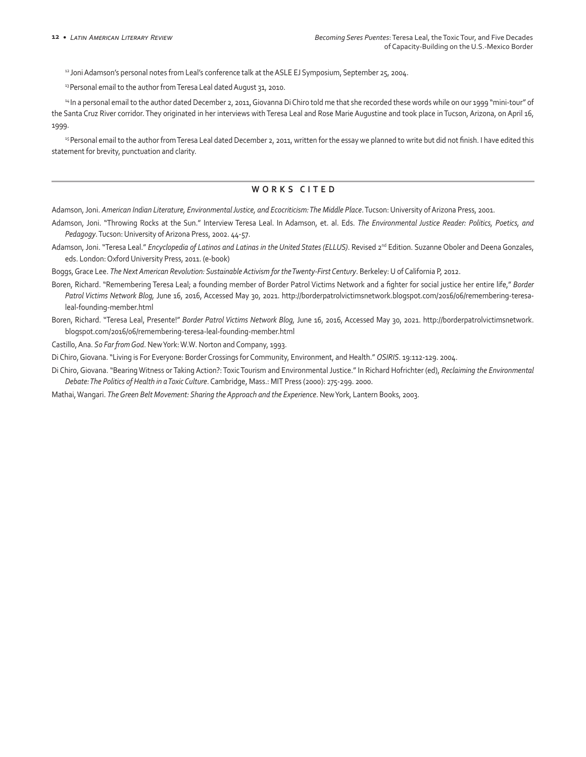[12] Joni Adamson's personal notes from Leal's conference talk at the ASLE EJ Symposium, September 25, 2004.

[13] Personal email to the author from Teresa Leal dated August 31, 2010.

[14] In a personal email to the author dated December 2, 2011, Giovanna Di Chiro told me that she recorded these words while on our 1999 "mini-tour" of the Santa Cruz River corridor. They originated in her interviews with Teresa Leal and Rose Marie Augustine and took place in Tucson, Arizona, on April 16, 1999.

[15] Personal email to the author from Teresa Leal dated December 2, 2011, written for the essay we planned to write but did not finish. I have edited this statement for brevity, punctuation and clarity.

## WORKS CITED

Adamson, Joni. *American Indian Literature, Environmental Justice, and Ecocriticism: The Middle Place*. Tucson: University of Arizona Press, 2001.

Adamson, Joni. "Throwing Rocks at the Sun." Interview Teresa Leal. In Adamson, et. al. Eds. *The Environmental Justice Reader: Politics, Poetics, and Pedagogy*. Tucson: University of Arizona Press, 2002. 44-57.

Adamson, Joni. "Teresa Leal." *Encyclopedia of Latinos and Latinas in the United States (ELLUS)*. Revised 2nd Edition. Suzanne Oboler and Deena Gonzales, eds. London: Oxford University Press, 2011. (e-book)

Boggs, Grace Lee. *The Next American Revolution: Sustainable Activism for the Twenty-First Century*. Berkeley: U of California P, 2012.

Boren, Richard. "Remembering Teresa Leal; a founding member of Border Patrol Victims Network and a fighter for social justice her entire life," *Border Patrol Victims Network Blog,* June 16, 2016, Accessed May 30, 2021. http://borderpatrolvictimsnetwork.blogspot.com/2016/06/remembering-teresa-leal-founding-member.html

Boren, Richard. "Teresa Leal, Presente!" *Border Patrol Victims Network Blog,* June 16, 2016, Accessed May 30, 2021. http://borderpatrolvictimsnetwork.blogspot.com/2016/06/remembering-teresa-leal-founding-member.html

Castillo, Ana. *So Far from God*. New York: W.W. Norton and Company, 1993.

Di Chiro, Giovana. "Living is For Everyone: Border Crossings for Community, Environment, and Health." *OSIRIS*. 19:112-129. 2004.

Di Chiro, Giovana. "Bearing Witness or Taking Action?: Toxic Tourism and Environmental Justice." In Richard Hofrichter (ed), *Reclaiming the Environmental Debate: The Politics of Health in a Toxic Culture*. Cambridge, Mass.: MIT Press (2000): 275-299. 2000.

Mathai, Wangari. *The Green Belt Movement: Sharing the Approach and the Experience*. New York, Lantern Books, 2003.